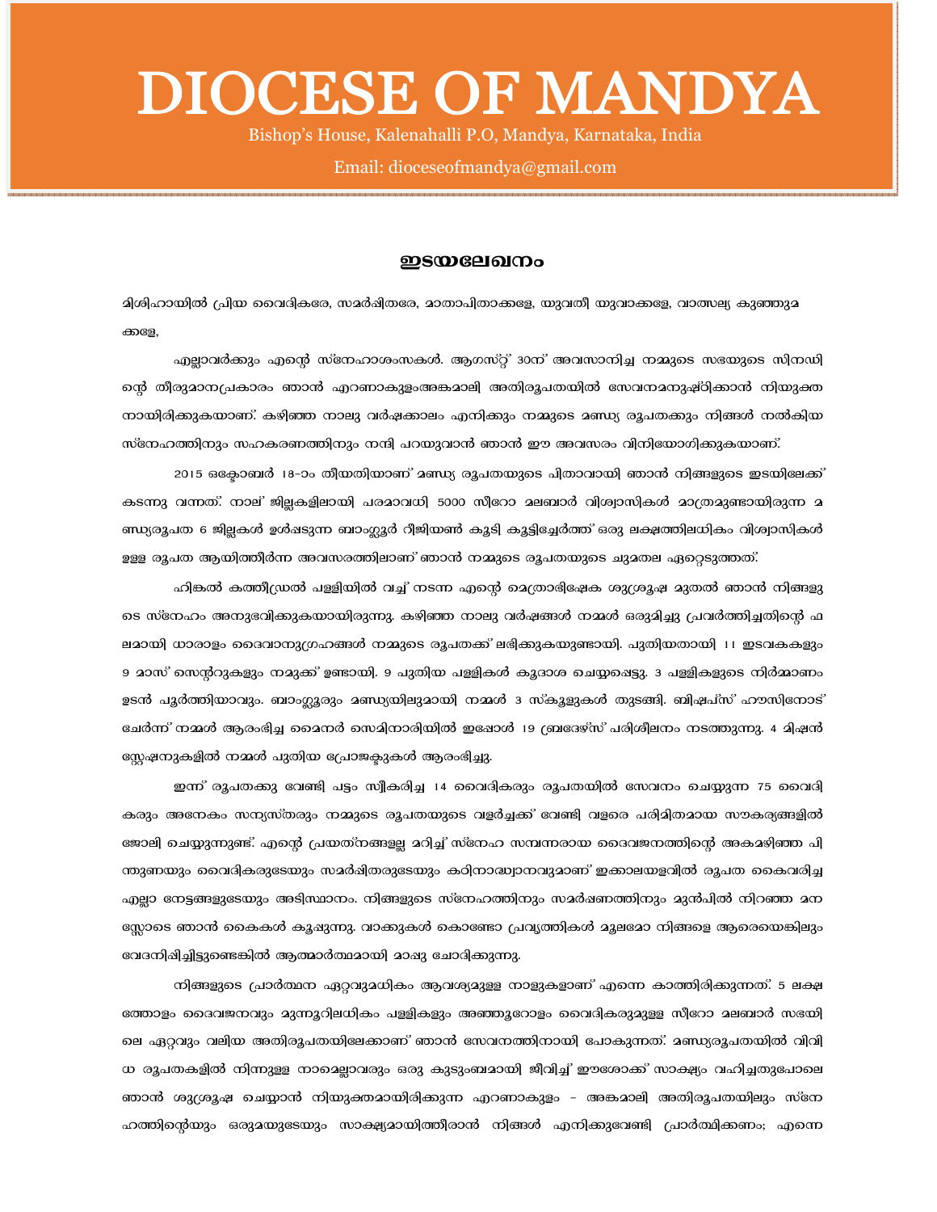# DIOCESE OF MANDYA

Bishop's House, Kalenahalli P.O, Mandya, Karnataka, India

Email: dioceseofmandya@gmail.com

## ഇടയലേഖനം

മിശിഹായിൽ പ്രിയ വൈദികരേ, സമർപ്പിതരേ, മാതാപിതാക്കളേ, യുവതീ യുവാക്കളേ, വാത്സല്യ കുഞ്ഞുമക്കളേ,

എല്ലാവർക്കും എന്റെ സ്നേഹാശംസകൾ. ആഗസ്റ്റ് 30ന് അവസാനിച്ച നമ്മുടെ സഭയുടെ സിനഡിന്റെ തീരുമാനപ്രകാരം ഞാൻ എറണാകുളം-അങ്കമാലി അതിരൂപതയിൽ സേവനമനുഷ്ഠിക്കാൻ നിയുക്തനായിരിക്കുകയാണ്. കഴിഞ്ഞ നാലു വർഷക്കാലം എനിക്കും നമ്മുടെ മണ്ഡ്യ രൂപതക്കും നിങ്ങൾ നൽകിയ സ്നേഹത്തിനും സഹകരണത്തിനും നന്ദി പറയുവാൻ ഞാൻ ഈ അവസരം വിനിയോഗിക്കുകയാണ്.

2015 ഒക്ടോബർ 18-ാം തീയതിയാണ് മണ്ഡ്യ രൂപതയുടെ പിതാവായി ഞാൻ നിങ്ങളുടെ ഇടയിലേക്ക് കടന്നു വന്നത്. നാല് ജില്ലകളിലായി പരമാവധി 5000 സീറോ മലബാർ വിശ്വാസികൾ മാത്രമുണ്ടായിരുന്ന മണ്ഡ്യരൂപത 6 ജില്ലകൾ ഉൾപ്പെടുന്ന ബാംഗ്ലൂർ റീജിയൺ കൂടി കൂട്ടിച്ചേർത്ത് ഒരു ലക്ഷത്തിലധികം വിശ്വാസികൾ ഉള്ള രൂപത ആയിത്തീർന്ന അവസരത്തിലാണ് ഞാൻ നമ്മുടെ രൂപതയുടെ ചുമതല ഏറ്റെടുത്തത്.

ഹിങ്കൽ കത്തീഡ്രൽ പള്ളിയിൽ വച്ച് നടന്ന എന്റെ മെത്രാഭിഷേക ശുശ്രൂഷ മുതൽ ഞാൻ നിങ്ങളുടെ സ്നേഹം അനുഭവിക്കുകയായിരുന്നു. കഴിഞ്ഞ നാലു വർഷങ്ങൾ നമ്മൾ ഒരുമിച്ചു പ്രവർത്തിച്ചതിന്റെ ഫലമായി ധാരാളം ദൈവാനുഗ്രഹങ്ങൾ നമ്മുടെ രൂപതക്ക് ലഭിക്കുകയുണ്ടായി. പുതിയതായി 11 ഇടവകകളും 9 മാസ് സെന്ററുകളും നമുക്ക് ഉണ്ടായി. 9 പുതിയ പള്ളികൾ കൂദാശ ചെയ്യപ്പെട്ടു. 3 പള്ളികളുടെ നിർമ്മാണം ഉടൻ പൂർത്തിയാവും. ബാംഗ്ലൂരും മണ്ഡ്യയിലുമായി നമ്മൾ 3 സ്കൂളുകൾ തുടങ്ങി. ബിഷപ്സ് ഹൗസിനോട് ചേർന്ന് നമ്മൾ ആരംഭിച്ച മൈനർ സെമിനാരിയിൽ ഇപ്പോൾ 19 ബ്രദേഴ്സ് പരിശീലനം നടത്തുന്നു. 4 മിഷൻ സ്റ്റേഷനുകളിൽ നമ്മൾ പുതിയ പ്രോജക്ടുകൾ ആരംഭിച്ചു.

ഇന്ന് രൂപതക്കു വേണ്ടി പട്ടം സ്വീകരിച്ച 14 വൈദികരും രൂപതയിൽ സേവനം ചെയ്യുന്ന 75 വൈദികരും അനേകം സന്യസ്തരും നമ്മുടെ രൂപതയുടെ വളർച്ചക്ക് വേണ്ടി വളരെ പരിമിതമായ സൗകര്യങ്ങളിൽ ജോലി ചെയ്യുന്നുണ്ട്. എന്റെ പ്രയത്നങ്ങളല്ല മറിച്ച് സ്നേഹ സമ്പന്നരായ ദൈവജനത്തിന്റെ അകമഴിഞ്ഞ പിന്തുണയും വൈദികരുടേയും സമർപ്പിതരുടേയും കഠിനാദ്ധ്വാനവുമാണ് ഇക്കാലയളവിൽ രൂപത കൈവരിച്ച എല്ലാ നേട്ടങ്ങളുടേയും അടിസ്ഥാനം. നിങ്ങളുടെ സ്നേഹത്തിനും സമർപ്പണത്തിനും മുൻപിൽ നിറഞ്ഞ മനസ്സോടെ ഞാൻ കൈകൾ കൂപ്പുന്നു. വാക്കുകൾ കൊണ്ടോ പ്രവൃത്തികൾ മൂലമോ നിങ്ങളെ ആരെയെങ്കിലും വേദനിപ്പിച്ചിട്ടുണ്ടെങ്കിൽ ആത്മാർത്ഥമായി മാപ്പു ചോദിക്കുന്നു.

നിങ്ങളുടെ പ്രാർത്ഥന ഏറ്റവുമധികം ആവശ്യമുള്ള നാളുകളാണ് എന്നെ കാത്തിരിക്കുന്നത്. 5 ലക്ഷത്തോളം ദൈവജനവും മുന്നൂറിലധികം പള്ളികളും അഞ്ഞൂറോളം വൈദികരുമുള്ള സീറോ മലബാർ സഭയിലെ ഏറ്റവും വലിയ അതിരൂപതയിലേക്കാണ് ഞാൻ സേവനത്തിനായി പോകുന്നത്. മണ്ഡ്യരൂപതയിൽ വിവിധ രൂപതകളിൽ നിന്നുള്ള നാമെല്ലാവരും ഒരു കുടുംബമായി ജീവിച്ച് ഈശോക്ക് സാക്ഷ്യം വഹിച്ചതുപോലെ ഞാൻ ശുശ്രൂഷ ചെയ്യാൻ നിയുക്തമായിരിക്കുന്ന എറണാകുളം - അങ്കമാലി അതിരൂപതയിലും സ്നേഹത്തിന്റെയും ഒരുമയുടേയും സാക്ഷ്യമായിത്തീരാൻ നിങ്ങൾ എനിക്കുവേണ്ടി പ്രാർത്ഥിക്കണം; എന്നെ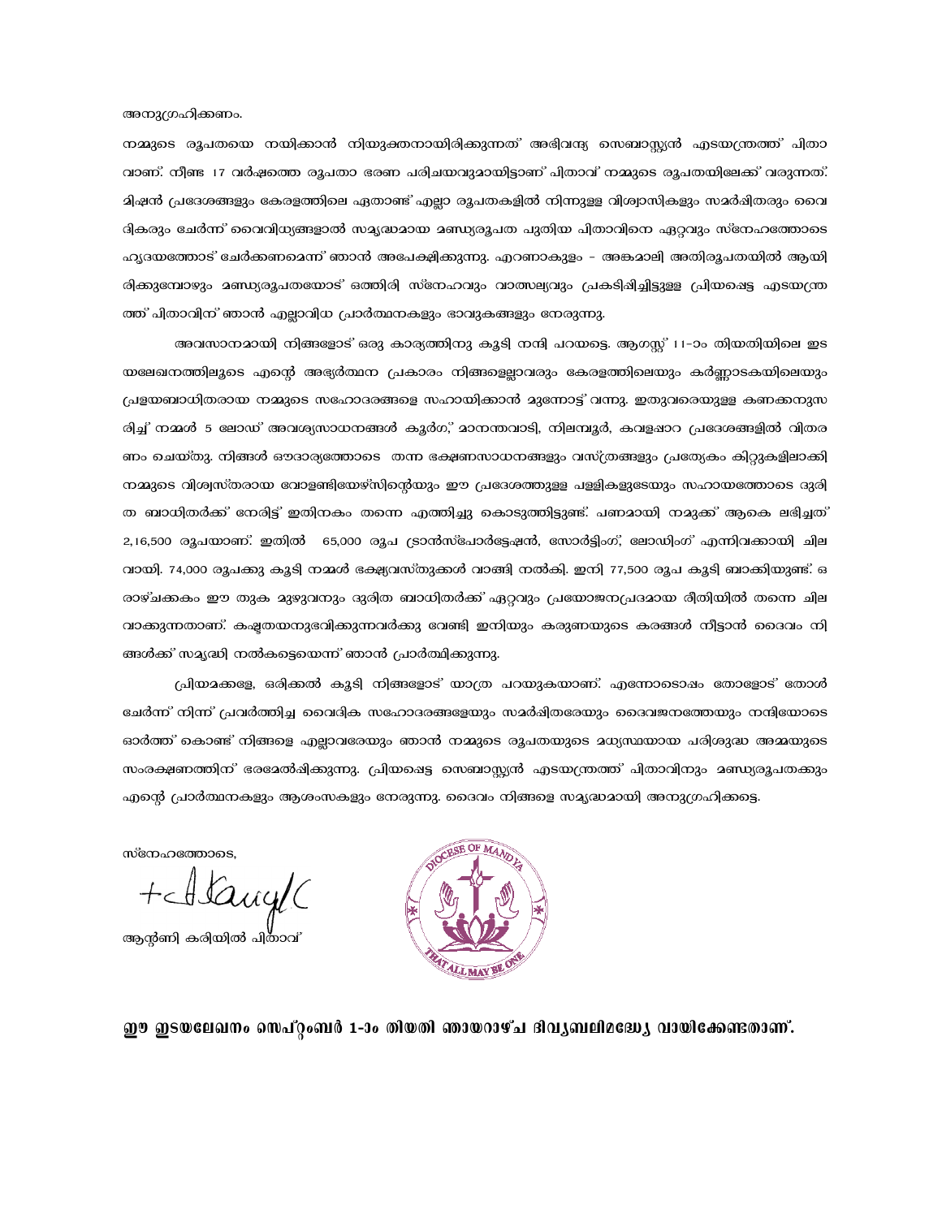അനുഗ്രഹിക്കണം.

നമ്മുടെ രൂപതയെ നയിക്കാൻ നിയുക്തനായിരിക്കുന്നത് അഭിവന്ദ്യ സെബാസ്റ്റ്യൻ എടയന്ത്രത്ത് പിതാവാണ്. നീണ്ട 17 വർഷത്തെ രൂപതാ ഭരണ പരിചയവുമായിട്ടാണ് പിതാവ് നമ്മുടെ രൂപതയിലേക്ക് വരുന്നത്. മിഷൻ പ്രദേശങ്ങളും കേരളത്തിലെ ഏതാണ്ട് എല്ലാ രൂപതകളിൽ നിന്നുമുള്ള വിശ്വാസികളും സമർപ്പിതരും വൈദികരും ചേർന്ന് വൈവിധ്യങ്ങളാൽ സമൃദ്ധമായ മണ്ഡ്യരൂപത പുതിയ പിതാവിനെ ഏറ്റവും സ്നേഹത്തോടെ ഹൃദയത്തോട് ചേർക്കണമെന്ന് ഞാൻ അപേക്ഷിക്കുന്നു. എറണാകുളം - അങ്കമാലി അതിരൂപതയിൽ ആയിരിക്കുമ്പോഴും മണ്ഡ്യരൂപതയോട് ഒത്തിരി സ്നേഹവും വാത്സല്യവും പ്രകടിപ്പിച്ചിട്ടുള്ള പ്രിയപ്പെട്ട എടയന്ത്രത്ത് പിതാവിന് ഞാൻ എല്ലാവിധ പ്രാർത്ഥനകളും ഭാവുകങ്ങളും നേരുന്നു.

അവസാനമായി നിങ്ങളോട് ഒരു കാര്യത്തിനു കൂടി നന്ദി പറയട്ടെ. ആഗസ്റ്റ് 11-ാം തിയതിയിലെ ഇടയലേഖനത്തിലൂടെ എന്റെ അഭ്യർത്ഥന പ്രകാരം നിങ്ങളെല്ലാവരും കേരളത്തിലെയും കർണ്ണാടകയിലെയും പ്രളയബാധിതരായ നമ്മുടെ സഹോദരങ്ങളെ സഹായിക്കാൻ മുന്നോട്ട് വന്നു. ഇതുവരെയുള്ള കണക്കനുസരിച്ച് നമ്മൾ 5 ലോഡ് അവശ്യസാധനങ്ങൾ കൂർഗ്, മാനന്തവാടി, നിലമ്പൂർ, കവളപ്പാറ പ്രദേശങ്ങളിൽ വിതരണം ചെയ്തു. നിങ്ങൾ ഔദാര്യത്തോടെ തന്ന ഭക്ഷണസാധനങ്ങളും വസ്ത്രങ്ങളും പ്രത്യേകം കിറ്റുകളിലാക്കി നമ്മുടെ വിശ്വസ്തരായ വോളണ്ടിയേഴ്സിന്റെയും ഈ പ്രദേശത്തുള്ള പള്ളികളുടേയും സഹായത്തോടെ ദുരിത ബാധിതർക്ക് നേരിട്ട് ഇതിനകം തന്നെ എത്തിച്ചു കൊടുത്തിട്ടുണ്ട്. പണമായി നമുക്ക് ആകെ ലഭിച്ചത് 2,16,500 രൂപയാണ്. ഇതിൽ 65,000 രൂപ ട്രാൻസ്പോർട്ടേഷൻ, സോർട്ടിംഗ്, ലോഡിംഗ് എന്നിവക്കായി ചിലവായി. 74,000 രൂപക്കു കൂടി നമ്മൾ ഭക്ഷ്യവസ്തുക്കൾ വാങ്ങി നൽകി. ഇനി 77,500 രൂപ കൂടി ബാക്കിയുണ്ട്. ഒരാഴ്ചക്കകം ഈ തുക മുഴുവനും ദുരിത ബാധിതർക്ക് ഏറ്റവും പ്രയോജനപ്രദമായ രീതിയിൽ തന്നെ ചിലവാക്കുന്നതാണ്. കഷ്ടതയനുഭവിക്കുന്നവർക്കു വേണ്ടി ഇനിയും കരുണയുടെ കരങ്ങൾ നീട്ടാൻ ദൈവം നിങ്ങൾക്ക് സമൃദ്ധി നൽകട്ടെയെന്ന് ഞാൻ പ്രാർത്ഥിക്കുന്നു.

പ്രിയമക്കളേ, ഒരിക്കൽ കൂടി നിങ്ങളോട് യാത്ര പറയുകയാണ്. എന്നോടൊപ്പം തോളോട് തോൾ ചേർന്ന് നിന്ന് പ്രവർത്തിച്ച വൈദിക സഹോദരങ്ങളേയും സമർപ്പിതരേയും ദൈവജനത്തേയും നന്ദിയോടെ ഓർത്ത് കൊണ്ട് നിങ്ങളെ എല്ലാവരേയും ഞാൻ നമ്മുടെ രൂപതയുടെ മധ്യസ്ഥയായ പരിശുദ്ധ അമ്മയുടെ സംരക്ഷണത്തിന് ഭരമേൽപ്പിക്കുന്നു. പ്രിയപ്പെട്ട സെബാസ്റ്റ്യൻ എടയന്ത്രത്ത് പിതാവിനും മണ്ഡ്യരൂപതക്കും എന്റെ പ്രാർത്ഥനകളും ആശംസകളും നേരുന്നു. ദൈവം നിങ്ങളെ സമൃദ്ധമായി അനുഗ്രഹിക്കട്ടെ.

സ്നേഹത്തോടെ,

ആന്റണി കരിയിൽ പിതാവ്

DIOCESE OF MANDYA

THAT ALL MAY BE ONE

**ഈ ഇടയലേഖനം സെപ്റ്റംബർ 1-ാം തിയതി ഞായറാഴ്ച ദിവ്യബലിമദ്ധ്യേ വായിക്കേണ്ടതാണ്.**